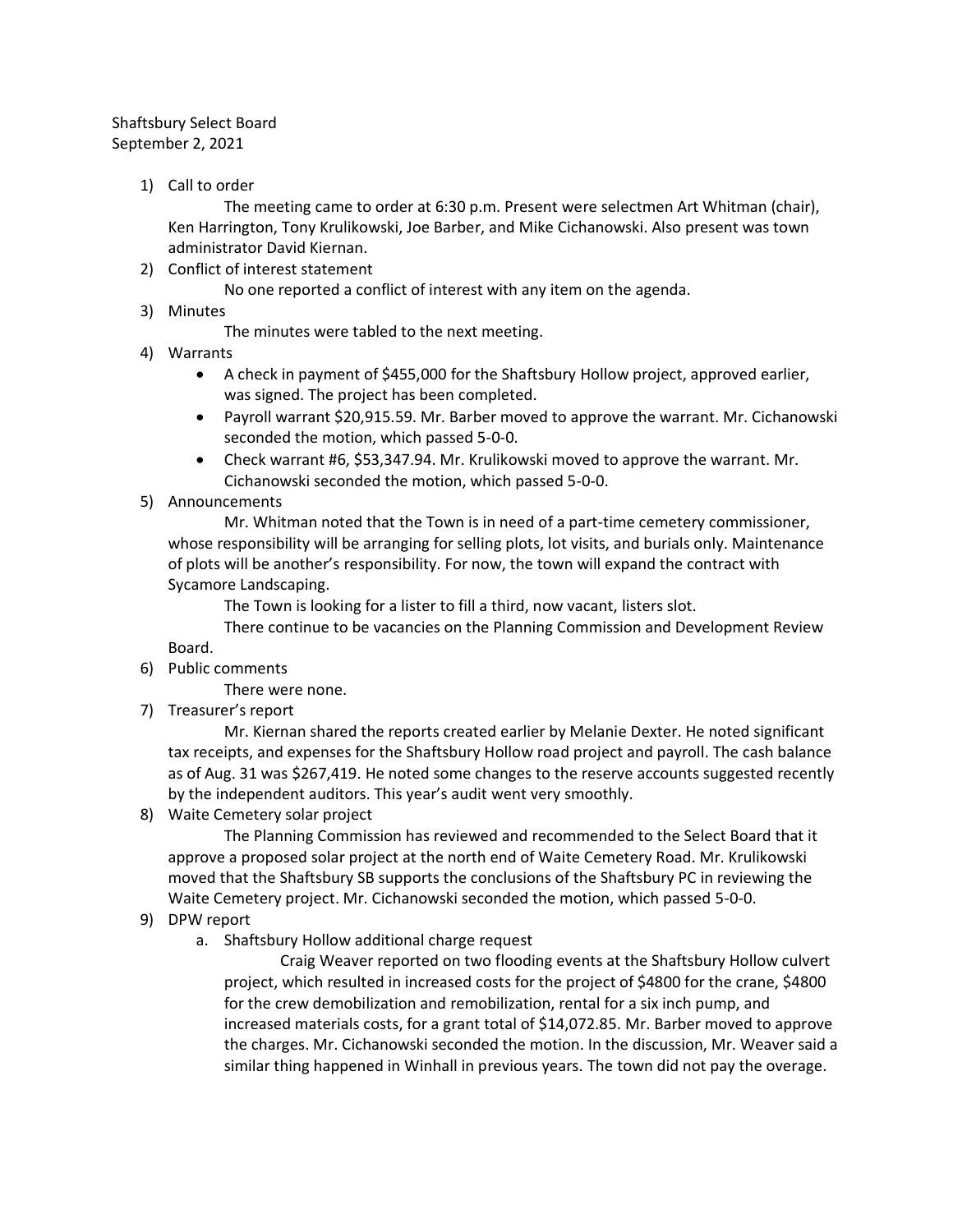Shaftsbury Select Board
September 2, 2021

1) Call to order

    The meeting came to order at 6:30 p.m. Present were selectmen Art Whitman (chair), Ken Harrington, Tony Krulikowski, Joe Barber, and Mike Cichanowski. Also present was town administrator David Kiernan.

2) Conflict of interest statement

    No one reported a conflict of interest with any item on the agenda.

3) Minutes

    The minutes were tabled to the next meeting.

4) Warrants
    - A check in payment of $455,000 for the Shaftsbury Hollow project, approved earlier, was signed. The project has been completed.
    - Payroll warrant $20,915.59. Mr. Barber moved to approve the warrant. Mr. Cichanowski seconded the motion, which passed 5-0-0.
    - Check warrant #6, $53,347.94. Mr. Krulikowski moved to approve the warrant. Mr. Cichanowski seconded the motion, which passed 5-0-0.

5) Announcements

    Mr. Whitman noted that the Town is in need of a part-time cemetery commissioner, whose responsibility will be arranging for selling plots, lot visits, and burials only. Maintenance of plots will be another's responsibility. For now, the town will expand the contract with Sycamore Landscaping.

    The Town is looking for a lister to fill a third, now vacant, listers slot.

    There continue to be vacancies on the Planning Commission and Development Review Board.

6) Public comments

    There were none.

7) Treasurer's report

    Mr. Kiernan shared the reports created earlier by Melanie Dexter. He noted significant tax receipts, and expenses for the Shaftsbury Hollow road project and payroll. The cash balance as of Aug. 31 was $267,419. He noted some changes to the reserve accounts suggested recently by the independent auditors. This year's audit went very smoothly.

8) Waite Cemetery solar project

    The Planning Commission has reviewed and recommended to the Select Board that it approve a proposed solar project at the north end of Waite Cemetery Road. Mr. Krulikowski moved that the Shaftsbury SB supports the conclusions of the Shaftsbury PC in reviewing the Waite Cemetery project. Mr. Cichanowski seconded the motion, which passed 5-0-0.

9) DPW report

    a. Shaftsbury Hollow additional charge request

        Craig Weaver reported on two flooding events at the Shaftsbury Hollow culvert project, which resulted in increased costs for the project of $4800 for the crane, $4800 for the crew demobilization and remobilization, rental for a six inch pump, and increased materials costs, for a grant total of $14,072.85. Mr. Barber moved to approve the charges. Mr. Cichanowski seconded the motion. In the discussion, Mr. Weaver said a similar thing happened in Winhall in previous years. The town did not pay the overage.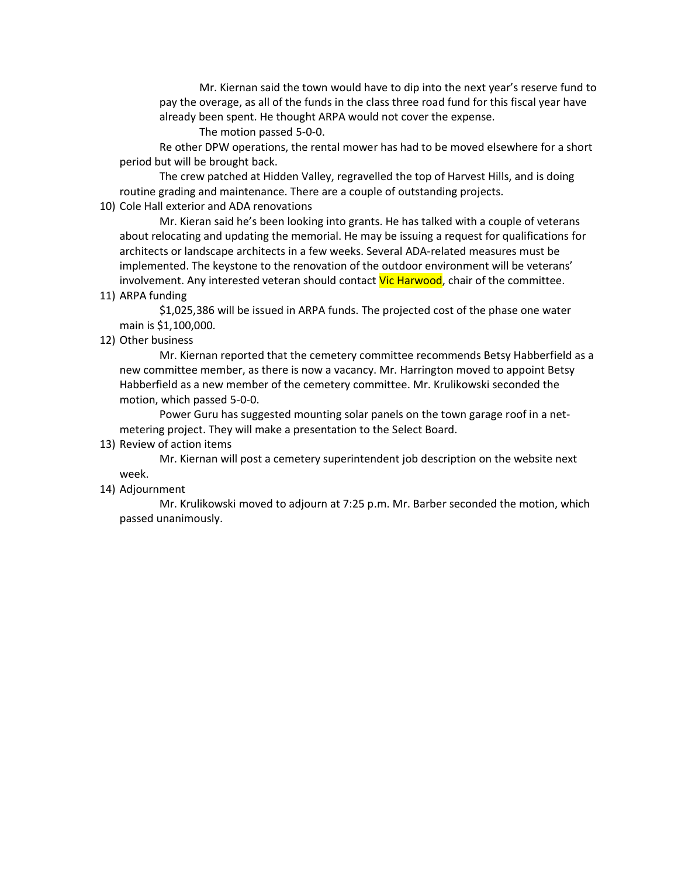Mr. Kiernan said the town would have to dip into the next year's reserve fund to pay the overage, as all of the funds in the class three road fund for this fiscal year have already been spent. He thought ARPA would not cover the expense.

The motion passed 5-0-0.

Re other DPW operations, the rental mower has had to be moved elsewhere for a short period but will be brought back.

The crew patched at Hidden Valley, regravelled the top of Harvest Hills, and is doing routine grading and maintenance. There are a couple of outstanding projects.

10) Cole Hall exterior and ADA renovations

Mr. Kieran said he's been looking into grants. He has talked with a couple of veterans about relocating and updating the memorial. He may be issuing a request for qualifications for architects or landscape architects in a few weeks. Several ADA-related measures must be implemented. The keystone to the renovation of the outdoor environment will be veterans' involvement. Any interested veteran should contact Vic Harwood, chair of the committee.

11) ARPA funding

$1,025,386 will be issued in ARPA funds. The projected cost of the phase one water main is $1,100,000.

12) Other business

Mr. Kiernan reported that the cemetery committee recommends Betsy Habberfield as a new committee member, as there is now a vacancy. Mr. Harrington moved to appoint Betsy Habberfield as a new member of the cemetery committee. Mr. Krulikowski seconded the motion, which passed 5-0-0.

Power Guru has suggested mounting solar panels on the town garage roof in a net-metering project. They will make a presentation to the Select Board.

13) Review of action items

Mr. Kiernan will post a cemetery superintendent job description on the website next week.

14) Adjournment

Mr. Krulikowski moved to adjourn at 7:25 p.m. Mr. Barber seconded the motion, which passed unanimously.